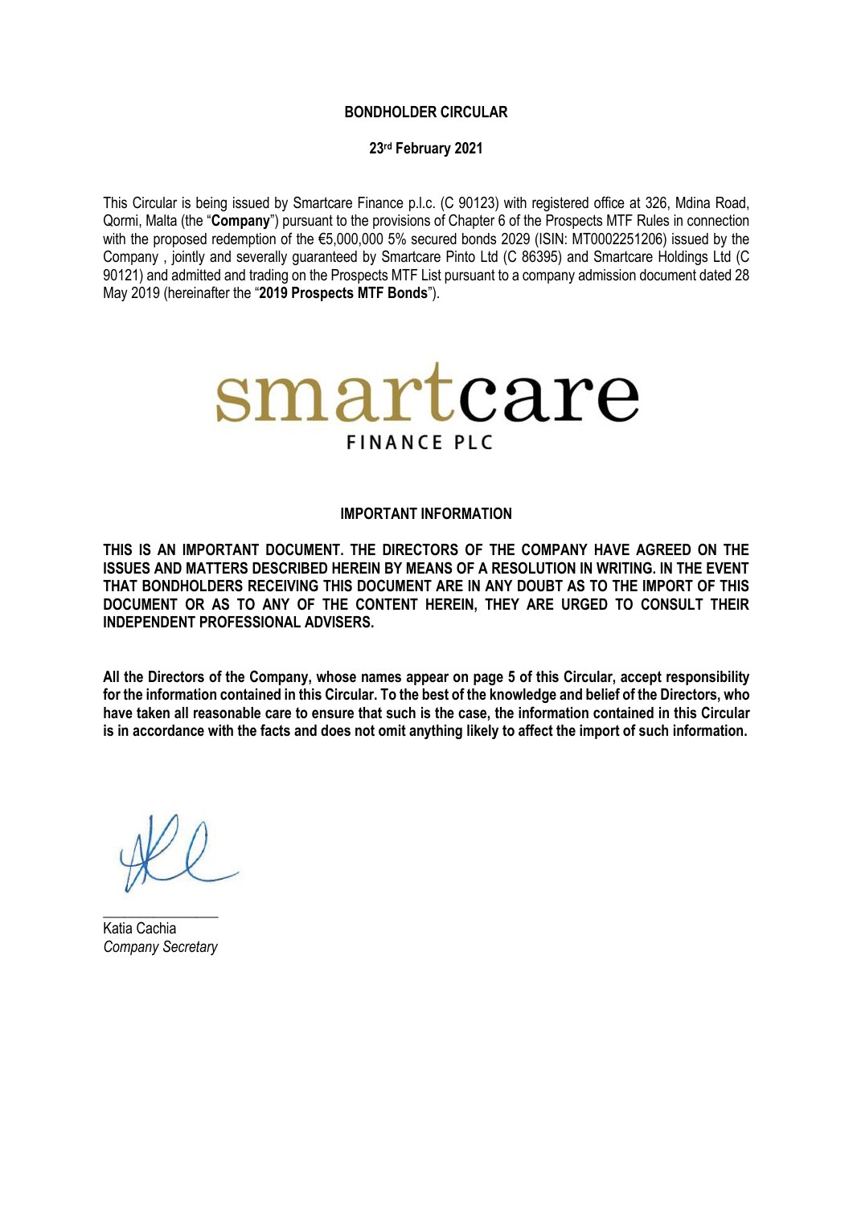**BONDHOLDER CIRCULAR**

**23rd February 2021**

This Circular is being issued by Smartcare Finance p.l.c. (C 90123) with registered office at 326, Mdina Road, Qormi, Malta (the "**Company**") pursuant to the provisions of Chapter 6 of the Prospects MTF Rules in connection with the proposed redemption of the €5,000,000 5% secured bonds 2029 (ISIN: MT0002251206) issued by the Company , jointly and severally guaranteed by Smartcare Pinto Ltd (C 86395) and Smartcare Holdings Ltd (C 90121) and admitted and trading on the Prospects MTF List pursuant to a company admission document dated 28 May 2019 (hereinafter the "**2019 Prospects MTF Bonds**").

smartcare
FINANCE PLC

**IMPORTANT INFORMATION**

**THIS IS AN IMPORTANT DOCUMENT. THE DIRECTORS OF THE COMPANY HAVE AGREED ON THE ISSUES AND MATTERS DESCRIBED HEREIN BY MEANS OF A RESOLUTION IN WRITING. IN THE EVENT THAT BONDHOLDERS RECEIVING THIS DOCUMENT ARE IN ANY DOUBT AS TO THE IMPORT OF THIS DOCUMENT OR AS TO ANY OF THE CONTENT HEREIN, THEY ARE URGED TO CONSULT THEIR INDEPENDENT PROFESSIONAL ADVISERS.**

**All the Directors of the Company, whose names appear on page 5 of this Circular, accept responsibility for the information contained in this Circular. To the best of the knowledge and belief of the Directors, who have taken all reasonable care to ensure that such is the case, the information contained in this Circular is in accordance with the facts and does not omit anything likely to affect the import of such information.**

\_\_\_\_\_\_\_\_\_\_\_\_\_\_\_\_

Katia Cachia
*Company Secretary*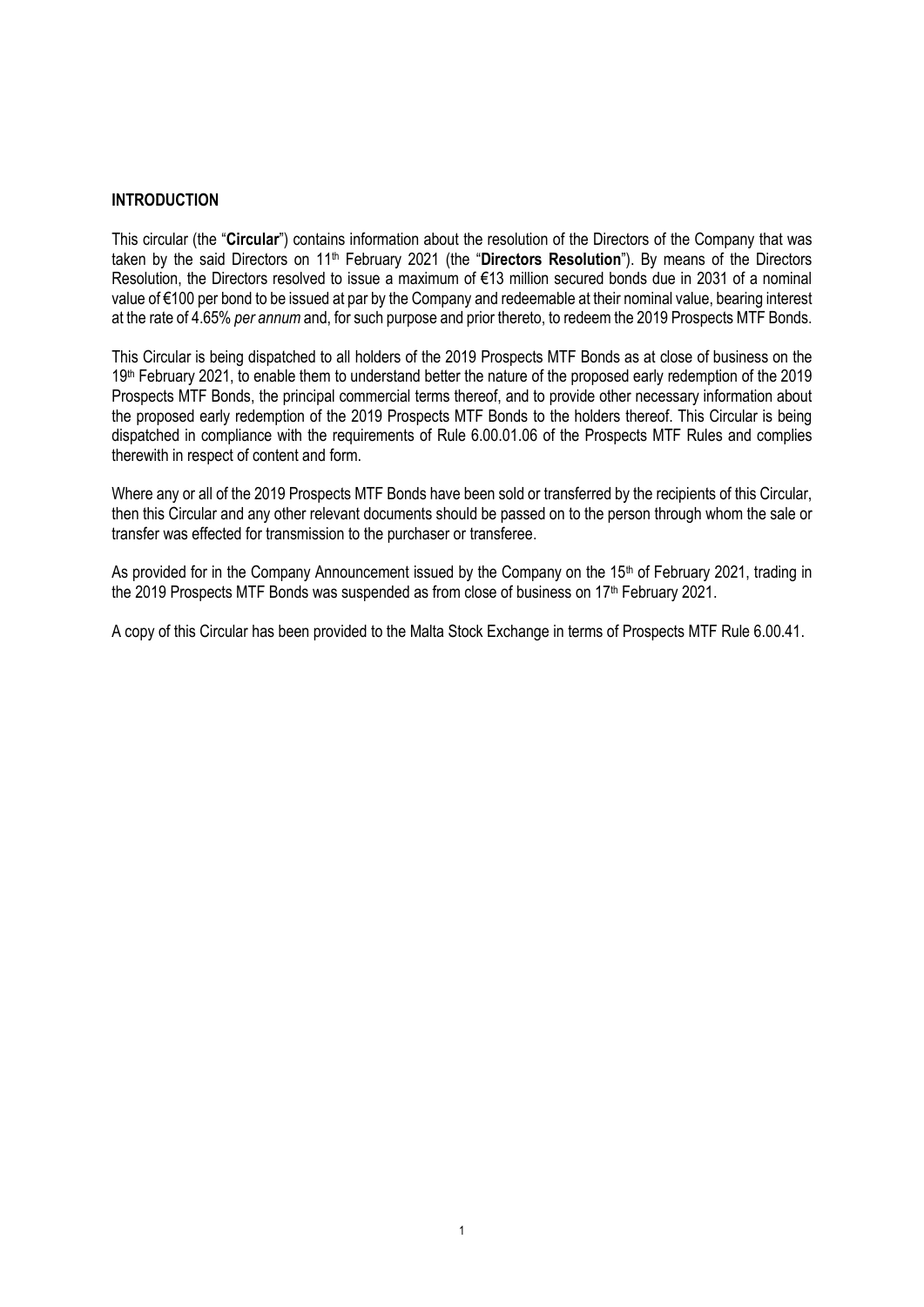## INTRODUCTION

This circular (the "**Circular**") contains information about the resolution of the Directors of the Company that was taken by the said Directors on 11th February 2021 (the "**Directors Resolution**"). By means of the Directors Resolution, the Directors resolved to issue a maximum of €13 million secured bonds due in 2031 of a nominal value of €100 per bond to be issued at par by the Company and redeemable at their nominal value, bearing interest at the rate of 4.65% *per annum* and, for such purpose and prior thereto, to redeem the 2019 Prospects MTF Bonds.

This Circular is being dispatched to all holders of the 2019 Prospects MTF Bonds as at close of business on the 19th February 2021, to enable them to understand better the nature of the proposed early redemption of the 2019 Prospects MTF Bonds, the principal commercial terms thereof, and to provide other necessary information about the proposed early redemption of the 2019 Prospects MTF Bonds to the holders thereof. This Circular is being dispatched in compliance with the requirements of Rule 6.00.01.06 of the Prospects MTF Rules and complies therewith in respect of content and form.

Where any or all of the 2019 Prospects MTF Bonds have been sold or transferred by the recipients of this Circular, then this Circular and any other relevant documents should be passed on to the person through whom the sale or transfer was effected for transmission to the purchaser or transferee.

As provided for in the Company Announcement issued by the Company on the 15th of February 2021, trading in the 2019 Prospects MTF Bonds was suspended as from close of business on 17th February 2021.

A copy of this Circular has been provided to the Malta Stock Exchange in terms of Prospects MTF Rule 6.00.41.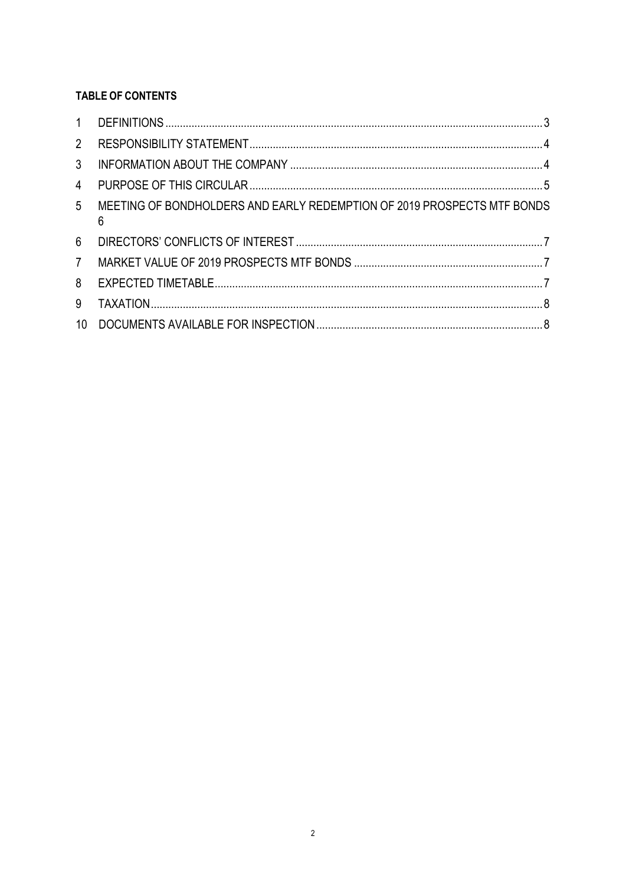**TABLE OF CONTENTS**

| | | |
|---|---|---|
| 1 | DEFINITIONS | 3 |
| 2 | RESPONSIBILITY STATEMENT | 4 |
| 3 | INFORMATION ABOUT THE COMPANY | 4 |
| 4 | PURPOSE OF THIS CIRCULAR | 5 |
| 5 | MEETING OF BONDHOLDERS AND EARLY REDEMPTION OF 2019 PROSPECTS MTF BONDS | 6 |
| 6 | DIRECTORS' CONFLICTS OF INTEREST | 7 |
| 7 | MARKET VALUE OF 2019 PROSPECTS MTF BONDS | 7 |
| 8 | EXPECTED TIMETABLE | 7 |
| 9 | TAXATION | 8 |
| 10 | DOCUMENTS AVAILABLE FOR INSPECTION | 8 |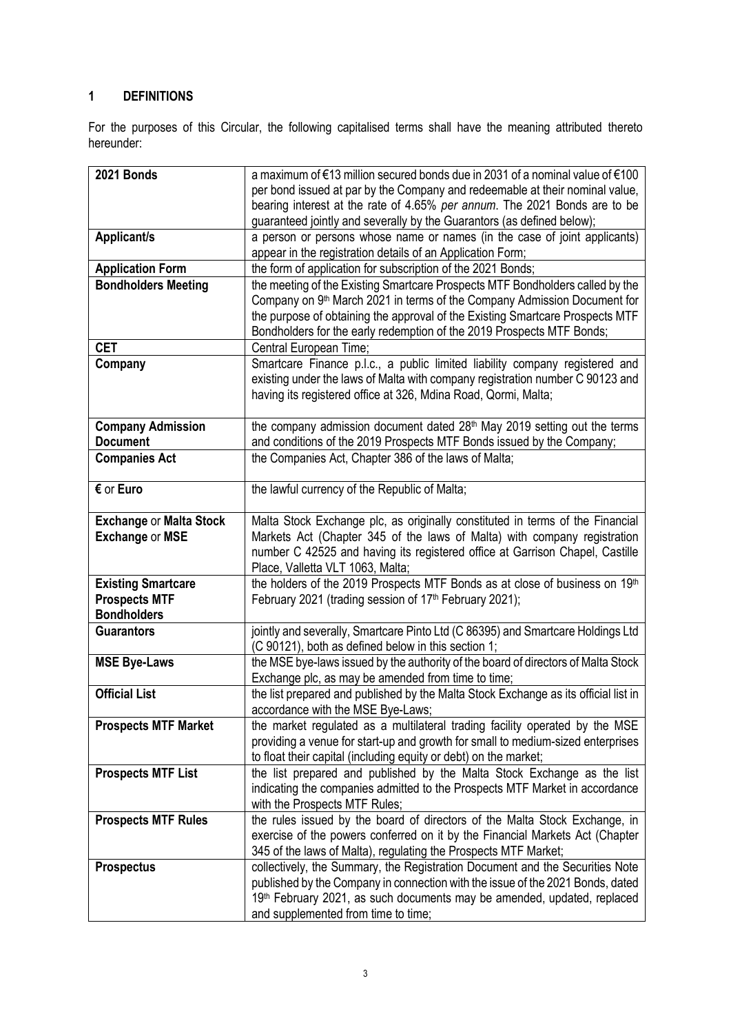# 1 DEFINITIONS

For the purposes of this Circular, the following capitalised terms shall have the meaning attributed thereto hereunder:

| Term | Definition |
|---|---|
| **2021 Bonds** | a maximum of €13 million secured bonds due in 2031 of a nominal value of €100 per bond issued at par by the Company and redeemable at their nominal value, bearing interest at the rate of 4.65% *per annum*. The 2021 Bonds are to be guaranteed jointly and severally by the Guarantors (as defined below); |
| **Applicant/s** | a person or persons whose name or names (in the case of joint applicants) appear in the registration details of an Application Form; |
| **Application Form** | the form of application for subscription of the 2021 Bonds; |
| **Bondholders Meeting** | the meeting of the Existing Smartcare Prospects MTF Bondholders called by the Company on 9th March 2021 in terms of the Company Admission Document for the purpose of obtaining the approval of the Existing Smartcare Prospects MTF Bondholders for the early redemption of the 2019 Prospects MTF Bonds; |
| **CET** | Central European Time; |
| **Company** | Smartcare Finance p.l.c., a public limited liability company registered and existing under the laws of Malta with company registration number C 90123 and having its registered office at 326, Mdina Road, Qormi, Malta; |
| **Company Admission Document** | the company admission document dated 28th May 2019 setting out the terms and conditions of the 2019 Prospects MTF Bonds issued by the Company; |
| **Companies Act** | the Companies Act, Chapter 386 of the laws of Malta; |
| **€** or **Euro** | the lawful currency of the Republic of Malta; |
| **Exchange** or **Malta Stock Exchange** or **MSE** | Malta Stock Exchange plc, as originally constituted in terms of the Financial Markets Act (Chapter 345 of the laws of Malta) with company registration number C 42525 and having its registered office at Garrison Chapel, Castille Place, Valletta VLT 1063, Malta; |
| **Existing Smartcare Prospects MTF Bondholders** | the holders of the 2019 Prospects MTF Bonds as at close of business on 19th February 2021 (trading session of 17th February 2021); |
| **Guarantors** | jointly and severally, Smartcare Pinto Ltd (C 86395) and Smartcare Holdings Ltd (C 90121), both as defined below in this section 1; |
| **MSE Bye-Laws** | the MSE bye-laws issued by the authority of the board of directors of Malta Stock Exchange plc, as may be amended from time to time; |
| **Official List** | the list prepared and published by the Malta Stock Exchange as its official list in accordance with the MSE Bye-Laws; |
| **Prospects MTF Market** | the market regulated as a multilateral trading facility operated by the MSE providing a venue for start-up and growth for small to medium-sized enterprises to float their capital (including equity or debt) on the market; |
| **Prospects MTF List** | the list prepared and published by the Malta Stock Exchange as the list indicating the companies admitted to the Prospects MTF Market in accordance with the Prospects MTF Rules; |
| **Prospects MTF Rules** | the rules issued by the board of directors of the Malta Stock Exchange, in exercise of the powers conferred on it by the Financial Markets Act (Chapter 345 of the laws of Malta), regulating the Prospects MTF Market; |
| **Prospectus** | collectively, the Summary, the Registration Document and the Securities Note published by the Company in connection with the issue of the 2021 Bonds, dated 19th February 2021, as such documents may be amended, updated, replaced and supplemented from time to time; |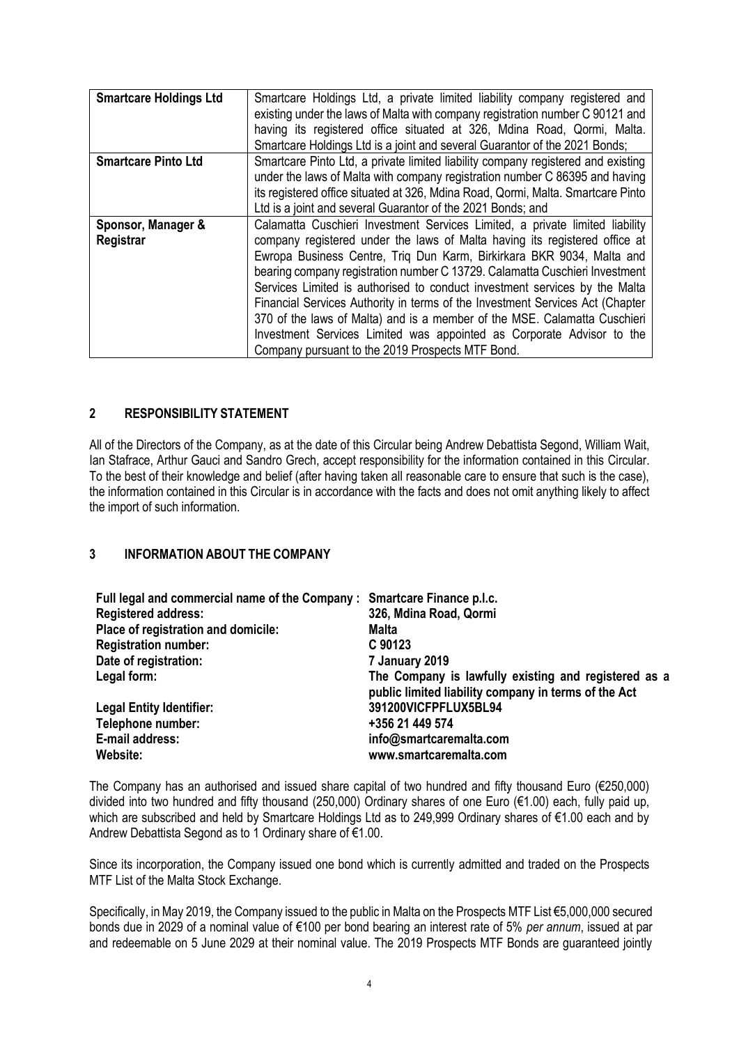| | |
|---|---|
| **Smartcare Holdings Ltd** | Smartcare Holdings Ltd, a private limited liability company registered and existing under the laws of Malta with company registration number C 90121 and having its registered office situated at 326, Mdina Road, Qormi, Malta. Smartcare Holdings Ltd is a joint and several Guarantor of the 2021 Bonds; |
| **Smartcare Pinto Ltd** | Smartcare Pinto Ltd, a private limited liability company registered and existing under the laws of Malta with company registration number C 86395 and having its registered office situated at 326, Mdina Road, Qormi, Malta. Smartcare Pinto Ltd is a joint and several Guarantor of the 2021 Bonds; and |
| **Sponsor, Manager & Registrar** | Calamatta Cuschieri Investment Services Limited, a private limited liability company registered under the laws of Malta having its registered office at Ewropa Business Centre, Triq Dun Karm, Birkirkara BKR 9034, Malta and bearing company registration number C 13729. Calamatta Cuschieri Investment Services Limited is authorised to conduct investment services by the Malta Financial Services Authority in terms of the Investment Services Act (Chapter 370 of the laws of Malta) and is a member of the MSE. Calamatta Cuschieri Investment Services Limited was appointed as Corporate Advisor to the Company pursuant to the 2019 Prospects MTF Bond. |

## 2 RESPONSIBILITY STATEMENT

All of the Directors of the Company, as at the date of this Circular being Andrew Debattista Segond, William Wait, Ian Stafrace, Arthur Gauci and Sandro Grech, accept responsibility for the information contained in this Circular. To the best of their knowledge and belief (after having taken all reasonable care to ensure that such is the case), the information contained in this Circular is in accordance with the facts and does not omit anything likely to affect the import of such information.

## 3 INFORMATION ABOUT THE COMPANY

| | |
|---|---|
| **Full legal and commercial name of the Company :** | **Smartcare Finance p.l.c.** |
| **Registered address:** | **326, Mdina Road, Qormi** |
| **Place of registration and domicile:** | **Malta** |
| **Registration number:** | **C 90123** |
| **Date of registration:** | **7 January 2019** |
| **Legal form:** | **The Company is lawfully existing and registered as a public limited liability company in terms of the Act** |
| **Legal Entity Identifier:** | **391200VICFPFLUX5BL94** |
| **Telephone number:** | **+356 21 449 574** |
| **E-mail address:** | **info@smartcaremalta.com** |
| **Website:** | **www.smartcaremalta.com** |

The Company has an authorised and issued share capital of two hundred and fifty thousand Euro (€250,000) divided into two hundred and fifty thousand (250,000) Ordinary shares of one Euro (€1.00) each, fully paid up, which are subscribed and held by Smartcare Holdings Ltd as to 249,999 Ordinary shares of €1.00 each and by Andrew Debattista Segond as to 1 Ordinary share of €1.00.

Since its incorporation, the Company issued one bond which is currently admitted and traded on the Prospects MTF List of the Malta Stock Exchange.

Specifically, in May 2019, the Company issued to the public in Malta on the Prospects MTF List €5,000,000 secured bonds due in 2029 of a nominal value of €100 per bond bearing an interest rate of 5% *per annum*, issued at par and redeemable on 5 June 2029 at their nominal value. The 2019 Prospects MTF Bonds are guaranteed jointly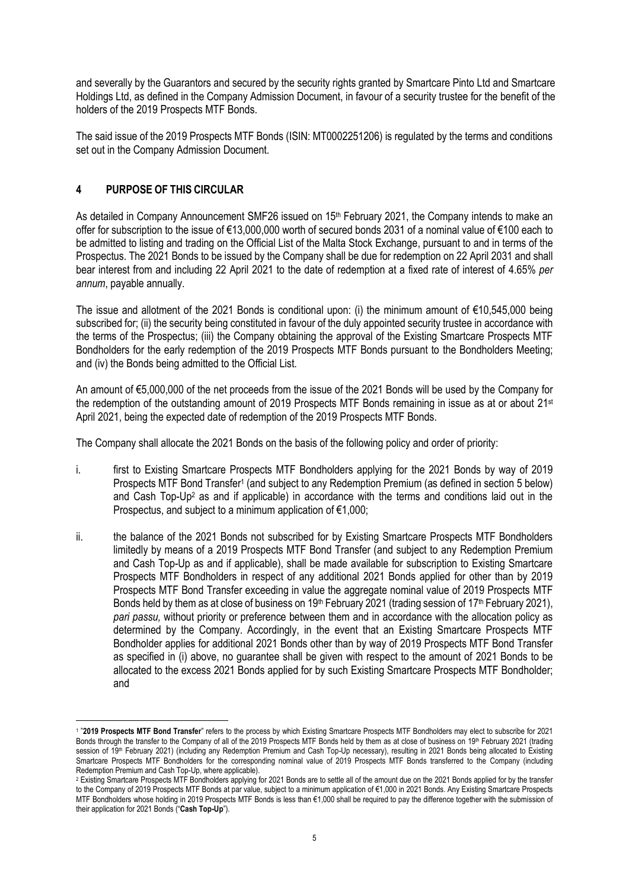and severally by the Guarantors and secured by the security rights granted by Smartcare Pinto Ltd and Smartcare Holdings Ltd, as defined in the Company Admission Document, in favour of a security trustee for the benefit of the holders of the 2019 Prospects MTF Bonds.

The said issue of the 2019 Prospects MTF Bonds (ISIN: MT0002251206) is regulated by the terms and conditions set out in the Company Admission Document.

## 4 PURPOSE OF THIS CIRCULAR

As detailed in Company Announcement SMF26 issued on 15th February 2021, the Company intends to make an offer for subscription to the issue of €13,000,000 worth of secured bonds 2031 of a nominal value of €100 each to be admitted to listing and trading on the Official List of the Malta Stock Exchange, pursuant to and in terms of the Prospectus. The 2021 Bonds to be issued by the Company shall be due for redemption on 22 April 2031 and shall bear interest from and including 22 April 2021 to the date of redemption at a fixed rate of interest of 4.65% *per annum*, payable annually.

The issue and allotment of the 2021 Bonds is conditional upon: (i) the minimum amount of €10,545,000 being subscribed for; (ii) the security being constituted in favour of the duly appointed security trustee in accordance with the terms of the Prospectus; (iii) the Company obtaining the approval of the Existing Smartcare Prospects MTF Bondholders for the early redemption of the 2019 Prospects MTF Bonds pursuant to the Bondholders Meeting; and (iv) the Bonds being admitted to the Official List.

An amount of €5,000,000 of the net proceeds from the issue of the 2021 Bonds will be used by the Company for the redemption of the outstanding amount of 2019 Prospects MTF Bonds remaining in issue as at or about 21st April 2021, being the expected date of redemption of the 2019 Prospects MTF Bonds.

The Company shall allocate the 2021 Bonds on the basis of the following policy and order of priority:

i. first to Existing Smartcare Prospects MTF Bondholders applying for the 2021 Bonds by way of 2019 Prospects MTF Bond Transfer[1] (and subject to any Redemption Premium (as defined in section 5 below) and Cash Top-Up[2] as and if applicable) in accordance with the terms and conditions laid out in the Prospectus, and subject to a minimum application of €1,000;

ii. the balance of the 2021 Bonds not subscribed for by Existing Smartcare Prospects MTF Bondholders limitedly by means of a 2019 Prospects MTF Bond Transfer (and subject to any Redemption Premium and Cash Top-Up as and if applicable), shall be made available for subscription to Existing Smartcare Prospects MTF Bondholders in respect of any additional 2021 Bonds applied for other than by 2019 Prospects MTF Bond Transfer exceeding in value the aggregate nominal value of 2019 Prospects MTF Bonds held by them as at close of business on 19th February 2021 (trading session of 17th February 2021), *pari passu,* without priority or preference between them and in accordance with the allocation policy as determined by the Company. Accordingly, in the event that an Existing Smartcare Prospects MTF Bondholder applies for additional 2021 Bonds other than by way of 2019 Prospects MTF Bond Transfer as specified in (i) above, no guarantee shall be given with respect to the amount of 2021 Bonds to be allocated to the excess 2021 Bonds applied for by such Existing Smartcare Prospects MTF Bondholder; and

---

[1] "**2019 Prospects MTF Bond Transfer**" refers to the process by which Existing Smartcare Prospects MTF Bondholders may elect to subscribe for 2021 Bonds through the transfer to the Company of all of the 2019 Prospects MTF Bonds held by them as at close of business on 19th February 2021 (trading session of 19th February 2021) (including any Redemption Premium and Cash Top-Up necessary), resulting in 2021 Bonds being allocated to Existing Smartcare Prospects MTF Bondholders for the corresponding nominal value of 2019 Prospects MTF Bonds transferred to the Company (including Redemption Premium and Cash Top-Up, where applicable).

[2] Existing Smartcare Prospects MTF Bondholders applying for 2021 Bonds are to settle all of the amount due on the 2021 Bonds applied for by the transfer to the Company of 2019 Prospects MTF Bonds at par value, subject to a minimum application of €1,000 in 2021 Bonds. Any Existing Smartcare Prospects MTF Bondholders whose holding in 2019 Prospects MTF Bonds is less than €1,000 shall be required to pay the difference together with the submission of their application for 2021 Bonds ("**Cash Top-Up**").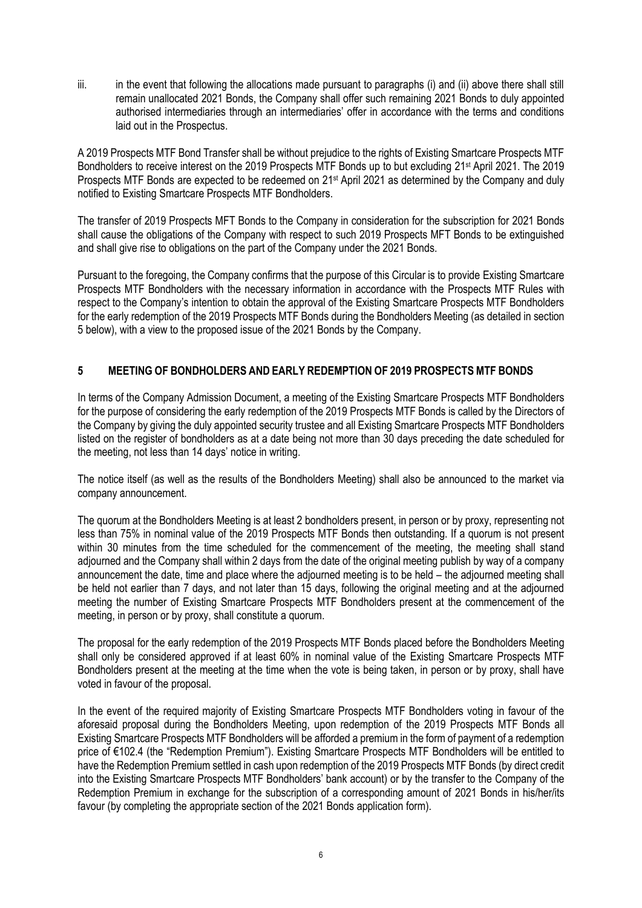iii. in the event that following the allocations made pursuant to paragraphs (i) and (ii) above there shall still remain unallocated 2021 Bonds, the Company shall offer such remaining 2021 Bonds to duly appointed authorised intermediaries through an intermediaries' offer in accordance with the terms and conditions laid out in the Prospectus.

A 2019 Prospects MTF Bond Transfer shall be without prejudice to the rights of Existing Smartcare Prospects MTF Bondholders to receive interest on the 2019 Prospects MTF Bonds up to but excluding 21st April 2021. The 2019 Prospects MTF Bonds are expected to be redeemed on 21st April 2021 as determined by the Company and duly notified to Existing Smartcare Prospects MTF Bondholders.

The transfer of 2019 Prospects MFT Bonds to the Company in consideration for the subscription for 2021 Bonds shall cause the obligations of the Company with respect to such 2019 Prospects MFT Bonds to be extinguished and shall give rise to obligations on the part of the Company under the 2021 Bonds.

Pursuant to the foregoing, the Company confirms that the purpose of this Circular is to provide Existing Smartcare Prospects MTF Bondholders with the necessary information in accordance with the Prospects MTF Rules with respect to the Company's intention to obtain the approval of the Existing Smartcare Prospects MTF Bondholders for the early redemption of the 2019 Prospects MTF Bonds during the Bondholders Meeting (as detailed in section 5 below), with a view to the proposed issue of the 2021 Bonds by the Company.

## 5 MEETING OF BONDHOLDERS AND EARLY REDEMPTION OF 2019 PROSPECTS MTF BONDS

In terms of the Company Admission Document, a meeting of the Existing Smartcare Prospects MTF Bondholders for the purpose of considering the early redemption of the 2019 Prospects MTF Bonds is called by the Directors of the Company by giving the duly appointed security trustee and all Existing Smartcare Prospects MTF Bondholders listed on the register of bondholders as at a date being not more than 30 days preceding the date scheduled for the meeting, not less than 14 days' notice in writing.

The notice itself (as well as the results of the Bondholders Meeting) shall also be announced to the market via company announcement.

The quorum at the Bondholders Meeting is at least 2 bondholders present, in person or by proxy, representing not less than 75% in nominal value of the 2019 Prospects MTF Bonds then outstanding. If a quorum is not present within 30 minutes from the time scheduled for the commencement of the meeting, the meeting shall stand adjourned and the Company shall within 2 days from the date of the original meeting publish by way of a company announcement the date, time and place where the adjourned meeting is to be held – the adjourned meeting shall be held not earlier than 7 days, and not later than 15 days, following the original meeting and at the adjourned meeting the number of Existing Smartcare Prospects MTF Bondholders present at the commencement of the meeting, in person or by proxy, shall constitute a quorum.

The proposal for the early redemption of the 2019 Prospects MTF Bonds placed before the Bondholders Meeting shall only be considered approved if at least 60% in nominal value of the Existing Smartcare Prospects MTF Bondholders present at the meeting at the time when the vote is being taken, in person or by proxy, shall have voted in favour of the proposal.

In the event of the required majority of Existing Smartcare Prospects MTF Bondholders voting in favour of the aforesaid proposal during the Bondholders Meeting, upon redemption of the 2019 Prospects MTF Bonds all Existing Smartcare Prospects MTF Bondholders will be afforded a premium in the form of payment of a redemption price of €102.4 (the "Redemption Premium"). Existing Smartcare Prospects MTF Bondholders will be entitled to have the Redemption Premium settled in cash upon redemption of the 2019 Prospects MTF Bonds (by direct credit into the Existing Smartcare Prospects MTF Bondholders' bank account) or by the transfer to the Company of the Redemption Premium in exchange for the subscription of a corresponding amount of 2021 Bonds in his/her/its favour (by completing the appropriate section of the 2021 Bonds application form).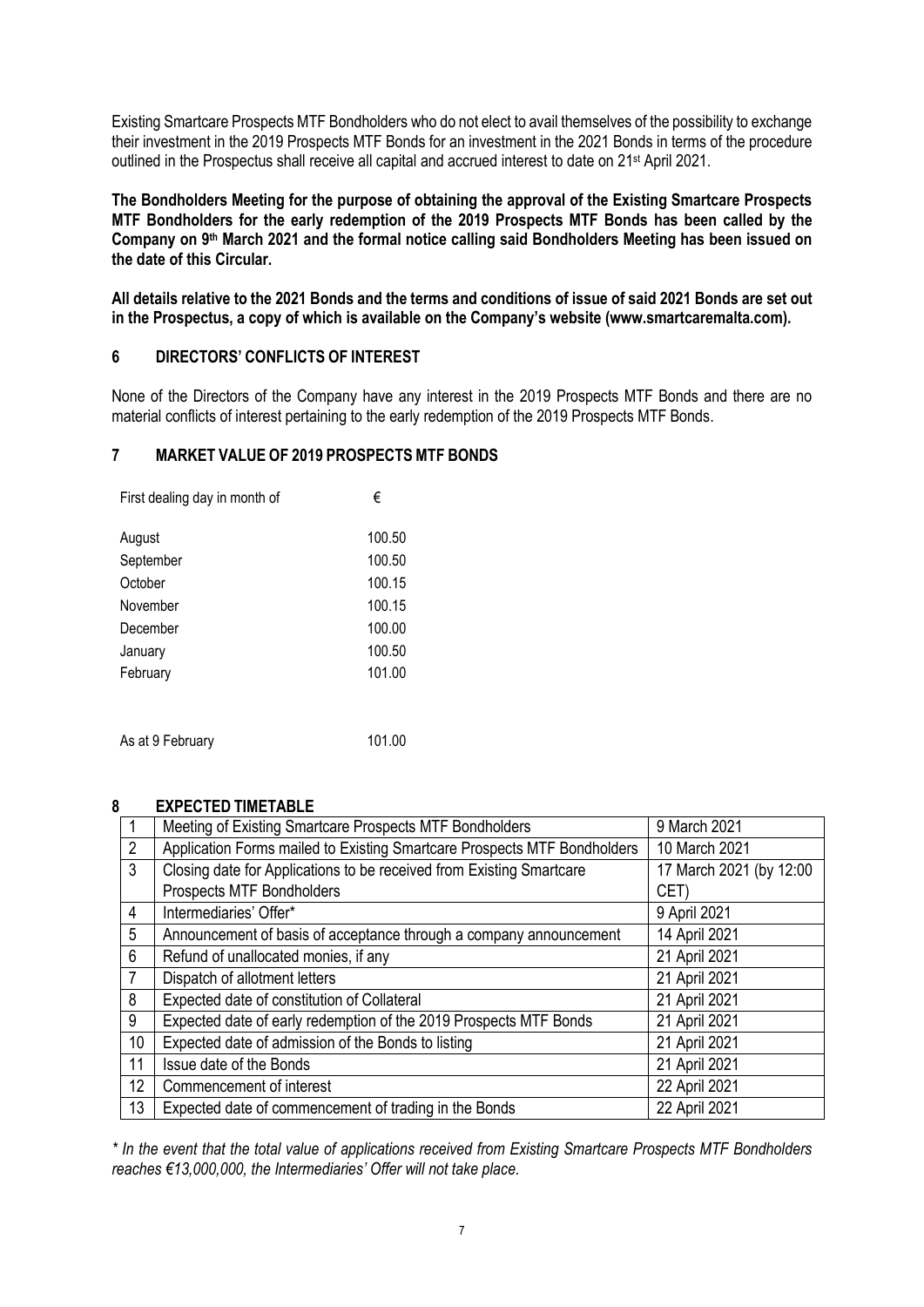Existing Smartcare Prospects MTF Bondholders who do not elect to avail themselves of the possibility to exchange their investment in the 2019 Prospects MTF Bonds for an investment in the 2021 Bonds in terms of the procedure outlined in the Prospectus shall receive all capital and accrued interest to date on 21st April 2021.

**The Bondholders Meeting for the purpose of obtaining the approval of the Existing Smartcare Prospects MTF Bondholders for the early redemption of the 2019 Prospects MTF Bonds has been called by the Company on 9th March 2021 and the formal notice calling said Bondholders Meeting has been issued on the date of this Circular.**

**All details relative to the 2021 Bonds and the terms and conditions of issue of said 2021 Bonds are set out in the Prospectus, a copy of which is available on the Company's website (www.smartcaremalta.com).**

## 6 DIRECTORS' CONFLICTS OF INTEREST

None of the Directors of the Company have any interest in the 2019 Prospects MTF Bonds and there are no material conflicts of interest pertaining to the early redemption of the 2019 Prospects MTF Bonds.

## 7 MARKET VALUE OF 2019 PROSPECTS MTF BONDS

| First dealing day in month of | € |
|---|---|
| August | 100.50 |
| September | 100.50 |
| October | 100.15 |
| November | 100.15 |
| December | 100.00 |
| January | 100.50 |
| February | 101.00 |
| | |
| As at 9 February | 101.00 |

## 8 EXPECTED TIMETABLE

| | | |
|---|---|---|
| 1 | Meeting of Existing Smartcare Prospects MTF Bondholders | 9 March 2021 |
| 2 | Application Forms mailed to Existing Smartcare Prospects MTF Bondholders | 10 March 2021 |
| 3 | Closing date for Applications to be received from Existing Smartcare Prospects MTF Bondholders | 17 March 2021 (by 12:00 CET) |
| 4 | Intermediaries' Offer* | 9 April 2021 |
| 5 | Announcement of basis of acceptance through a company announcement | 14 April 2021 |
| 6 | Refund of unallocated monies, if any | 21 April 2021 |
| 7 | Dispatch of allotment letters | 21 April 2021 |
| 8 | Expected date of constitution of Collateral | 21 April 2021 |
| 9 | Expected date of early redemption of the 2019 Prospects MTF Bonds | 21 April 2021 |
| 10 | Expected date of admission of the Bonds to listing | 21 April 2021 |
| 11 | Issue date of the Bonds | 21 April 2021 |
| 12 | Commencement of interest | 22 April 2021 |
| 13 | Expected date of commencement of trading in the Bonds | 22 April 2021 |

*\* In the event that the total value of applications received from Existing Smartcare Prospects MTF Bondholders reaches €13,000,000, the Intermediaries' Offer will not take place.*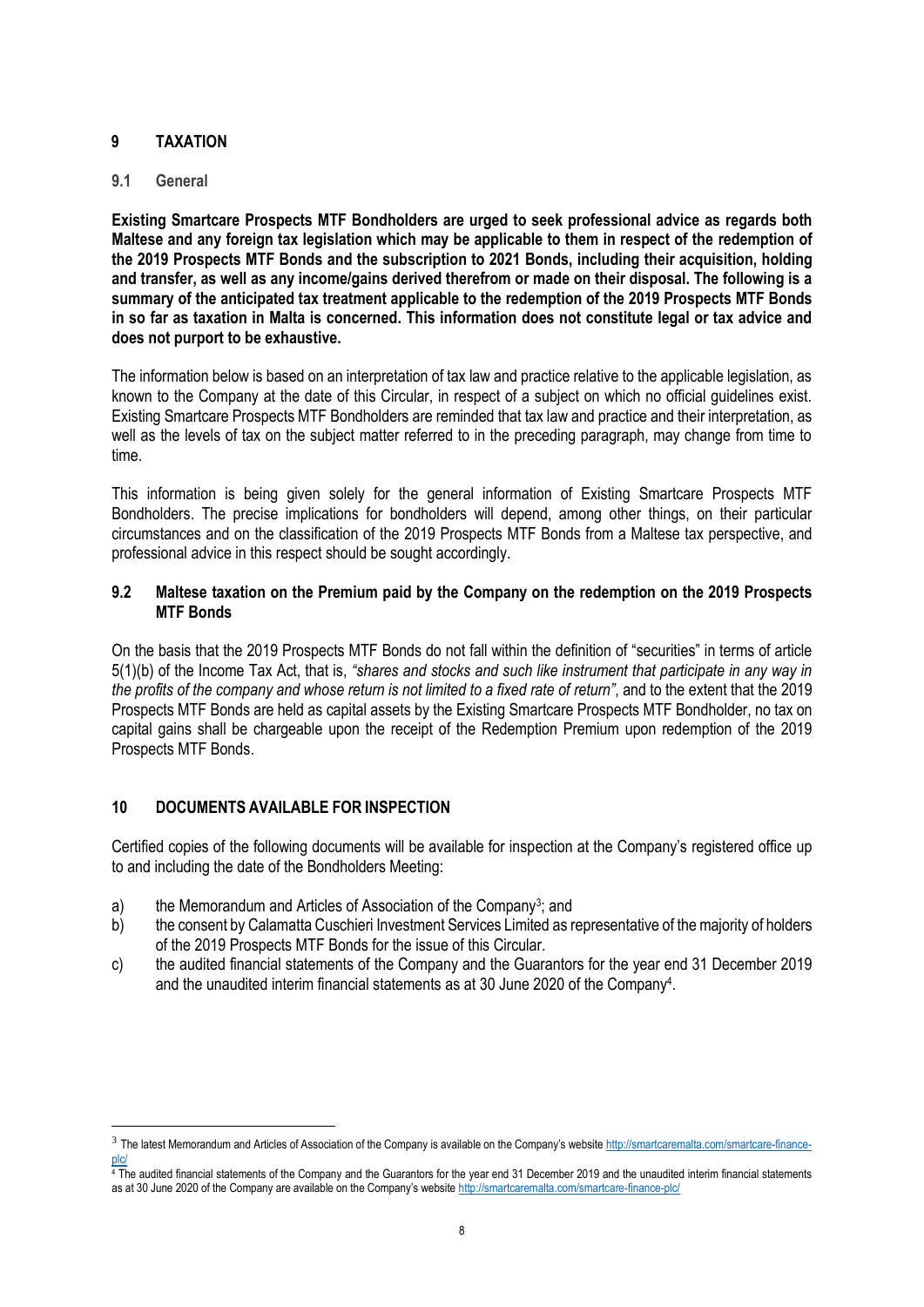## 9 TAXATION

### 9.1 General

**Existing Smartcare Prospects MTF Bondholders are urged to seek professional advice as regards both Maltese and any foreign tax legislation which may be applicable to them in respect of the redemption of the 2019 Prospects MTF Bonds and the subscription to 2021 Bonds, including their acquisition, holding and transfer, as well as any income/gains derived therefrom or made on their disposal. The following is a summary of the anticipated tax treatment applicable to the redemption of the 2019 Prospects MTF Bonds in so far as taxation in Malta is concerned. This information does not constitute legal or tax advice and does not purport to be exhaustive.**

The information below is based on an interpretation of tax law and practice relative to the applicable legislation, as known to the Company at the date of this Circular, in respect of a subject on which no official guidelines exist. Existing Smartcare Prospects MTF Bondholders are reminded that tax law and practice and their interpretation, as well as the levels of tax on the subject matter referred to in the preceding paragraph, may change from time to time.

This information is being given solely for the general information of Existing Smartcare Prospects MTF Bondholders. The precise implications for bondholders will depend, among other things, on their particular circumstances and on the classification of the 2019 Prospects MTF Bonds from a Maltese tax perspective, and professional advice in this respect should be sought accordingly.

### 9.2 Maltese taxation on the Premium paid by the Company on the redemption on the 2019 Prospects MTF Bonds

On the basis that the 2019 Prospects MTF Bonds do not fall within the definition of "securities" in terms of article 5(1)(b) of the Income Tax Act, that is, *"shares and stocks and such like instrument that participate in any way in the profits of the company and whose return is not limited to a fixed rate of return"*, and to the extent that the 2019 Prospects MTF Bonds are held as capital assets by the Existing Smartcare Prospects MTF Bondholder, no tax on capital gains shall be chargeable upon the receipt of the Redemption Premium upon redemption of the 2019 Prospects MTF Bonds.

## 10 DOCUMENTS AVAILABLE FOR INSPECTION

Certified copies of the following documents will be available for inspection at the Company's registered office up to and including the date of the Bondholders Meeting:

a) the Memorandum and Articles of Association of the Company[3]; and
b) the consent by Calamatta Cuschieri Investment Services Limited as representative of the majority of holders of the 2019 Prospects MTF Bonds for the issue of this Circular.
c) the audited financial statements of the Company and the Guarantors for the year end 31 December 2019 and the unaudited interim financial statements as at 30 June 2020 of the Company[4].

---

[3] The latest Memorandum and Articles of Association of the Company is available on the Company's website http://smartcaremalta.com/smartcare-finance-plc/

[4] The audited financial statements of the Company and the Guarantors for the year end 31 December 2019 and the unaudited interim financial statements as at 30 June 2020 of the Company are available on the Company's website http://smartcaremalta.com/smartcare-finance-plc/